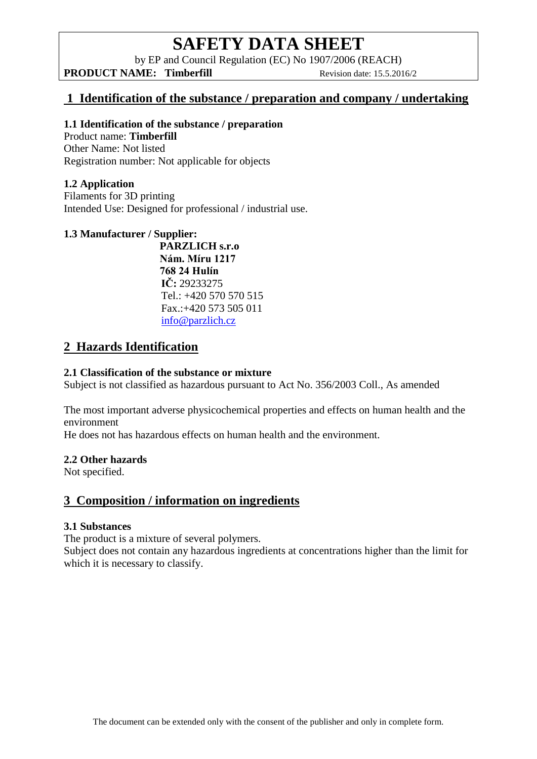# SAFETY DATA SHEET

by EP and Council Regulation (EC) No 1907/2006 (REACH)

**PRODUCT NAME: Timberfill** Revision date: 15.5.2016/2

## 1 Identification of the substance / preparation and company / undertaking

### 1.1 Identification of the substance / preparation

Product name: **Timberfill**
Other Name: Not listed
Registration number: Not applicable for objects

### 1.2 Application

Filaments for 3D printing
Intended Use: Designed for professional / industrial use.

### 1.3 Manufacturer / Supplier:

**PARZLICH s.r.o**
**Nám. Míru 1217**
**768 24 Hulín**
**IČ:** 29233275
Tel.: +420 570 570 515
Fax.:+420 573 505 011
info@parzlich.cz

## 2 Hazards Identification

### 2.1 Classification of the substance or mixture

Subject is not classified as hazardous pursuant to Act No. 356/2003 Coll., As amended

The most important adverse physicochemical properties and effects on human health and the environment
He does not has hazardous effects on human health and the environment.

### 2.2 Other hazards

Not specified.

## 3 Composition / information on ingredients

### 3.1 Substances

The product is a mixture of several polymers.
Subject does not contain any hazardous ingredients at concentrations higher than the limit for which it is necessary to classify.

The document can be extended only with the consent of the publisher and only in complete form.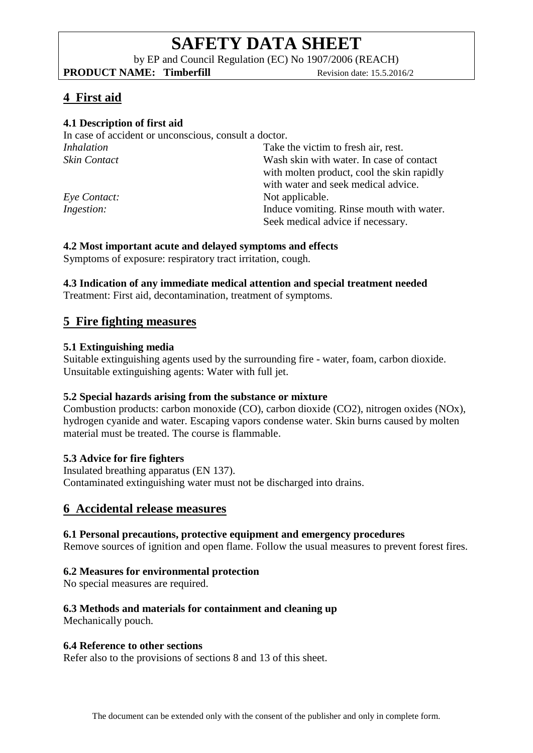## 4 First aid

### 4.1 Description of first aid

In case of accident or unconscious, consult a doctor.

| | |
|---|---|
| *Inhalation* | Take the victim to fresh air, rest. |
| *Skin Contact* | Wash skin with water. In case of contact with molten product, cool the skin rapidly with water and seek medical advice. |
| *Eye Contact:* | Not applicable. |
| *Ingestion:* | Induce vomiting. Rinse mouth with water. Seek medical advice if necessary. |

### 4.2 Most important acute and delayed symptoms and effects

Symptoms of exposure: respiratory tract irritation, cough.

### 4.3 Indication of any immediate medical attention and special treatment needed

Treatment: First aid, decontamination, treatment of symptoms.

## 5 Fire fighting measures

### 5.1 Extinguishing media

Suitable extinguishing agents used by the surrounding fire - water, foam, carbon dioxide.
Unsuitable extinguishing agents: Water with full jet.

### 5.2 Special hazards arising from the substance or mixture

Combustion products: carbon monoxide (CO), carbon dioxide ($CO_2$), nitrogen oxides ($NO_x$), hydrogen cyanide and water. Escaping vapors condense water. Skin burns caused by molten material must be treated. The course is flammable.

### 5.3 Advice for fire fighters

Insulated breathing apparatus (EN 137).
Contaminated extinguishing water must not be discharged into drains.

## 6 Accidental release measures

### 6.1 Personal precautions, protective equipment and emergency procedures

Remove sources of ignition and open flame. Follow the usual measures to prevent forest fires.

### 6.2 Measures for environmental protection

No special measures are required.

### 6.3 Methods and materials for containment and cleaning up

Mechanically pouch.

### 6.4 Reference to other sections

Refer also to the provisions of sections 8 and 13 of this sheet.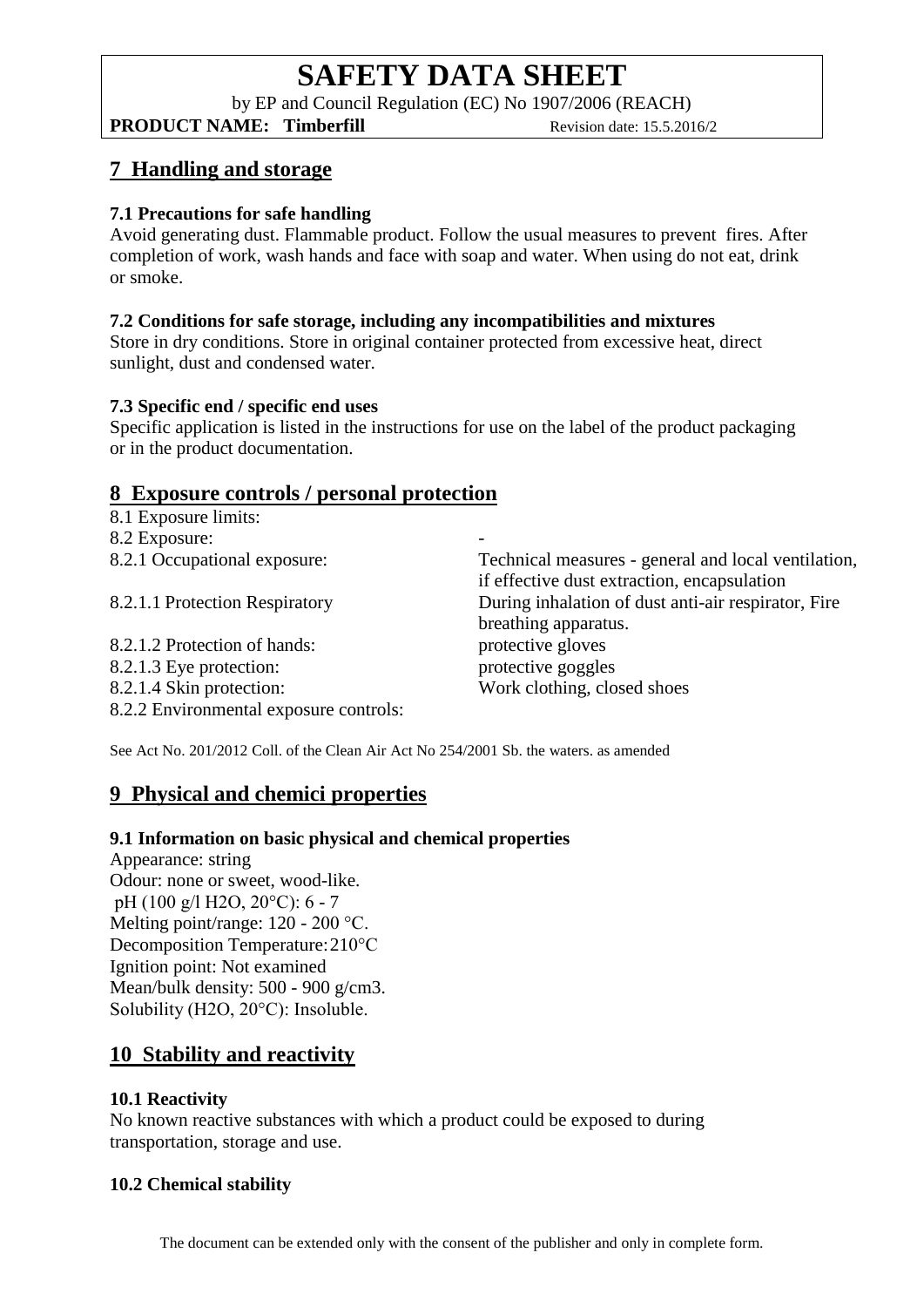## 7 Handling and storage

### 7.1 Precautions for safe handling

Avoid generating dust. Flammable product. Follow the usual measures to prevent fires. After completion of work, wash hands and face with soap and water. When using do not eat, drink or smoke.

### 7.2 Conditions for safe storage, including any incompatibilities and mixtures

Store in dry conditions. Store in original container protected from excessive heat, direct sunlight, dust and condensed water.

### 7.3 Specific end / specific end uses

Specific application is listed in the instructions for use on the label of the product packaging or in the product documentation.

## 8 Exposure controls / personal protection

| | |
|---|---|
| 8.1 Exposure limits: | |
| 8.2 Exposure: | - |
| 8.2.1 Occupational exposure: | Technical measures - general and local ventilation, if effective dust extraction, encapsulation |
| 8.2.1.1 Protection Respiratory | During inhalation of dust anti-air respirator, Fire breathing apparatus. |
| 8.2.1.2 Protection of hands: | protective gloves |
| 8.2.1.3 Eye protection: | protective goggles |
| 8.2.1.4 Skin protection: | Work clothing, closed shoes |
| 8.2.2 Environmental exposure controls: | |

See Act No. 201/2012 Coll. of the Clean Air Act No 254/2001 Sb. the waters. as amended

## 9 Physical and chemici properties

### 9.1 Information on basic physical and chemical properties

Appearance: string
Odour: none or sweet, wood-like.
pH (100 g/l $H_2O$, 20°C): 6 - 7
Melting point/range: 120 - 200 °C.
Decomposition Temperature: 210°C
Ignition point: Not examined
Mean/bulk density: 500 - 900 g/cm3.
Solubility ($H_2O$, 20°C): Insoluble.

## 10 Stability and reactivity

### 10.1 Reactivity

No known reactive substances with which a product could be exposed to during transportation, storage and use.

### 10.2 Chemical stability

The document can be extended only with the consent of the publisher and only in complete form.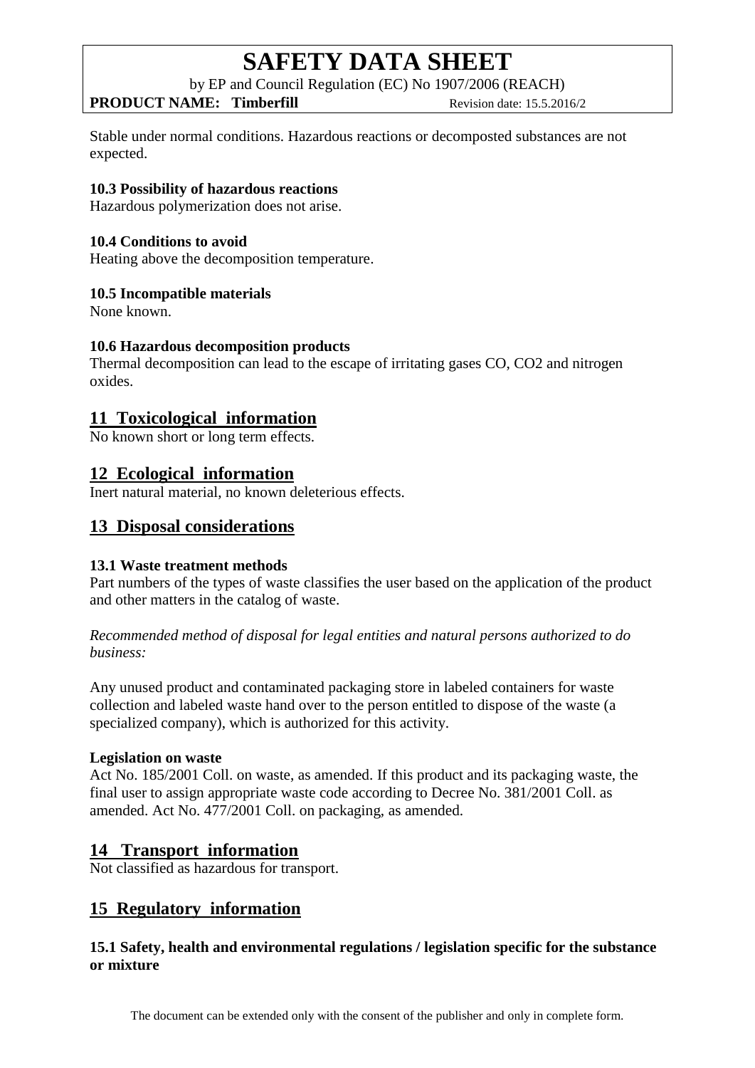Stable under normal conditions. Hazardous reactions or decomposted substances are not expected.

### 10.3 Possibility of hazardous reactions

Hazardous polymerization does not arise.

### 10.4 Conditions to avoid

Heating above the decomposition temperature.

### 10.5 Incompatible materials

None known.

### 10.6 Hazardous decomposition products

Thermal decomposition can lead to the escape of irritating gases CO, $CO_2$ and nitrogen oxides.

## 11 Toxicological information

No known short or long term effects.

## 12 Ecological information

Inert natural material, no known deleterious effects.

## 13 Disposal considerations

### 13.1 Waste treatment methods

Part numbers of the types of waste classifies the user based on the application of the product and other matters in the catalog of waste.

*Recommended method of disposal for legal entities and natural persons authorized to do business:*

Any unused product and contaminated packaging store in labeled containers for waste collection and labeled waste hand over to the person entitled to dispose of the waste (a specialized company), which is authorized for this activity.

**Legislation on waste**

Act No. 185/2001 Coll. on waste, as amended. If this product and its packaging waste, the final user to assign appropriate waste code according to Decree No. 381/2001 Coll. as amended. Act No. 477/2001 Coll. on packaging, as amended.

## 14 Transport information

Not classified as hazardous for transport.

## 15 Regulatory information

### 15.1 Safety, health and environmental regulations / legislation specific for the substance or mixture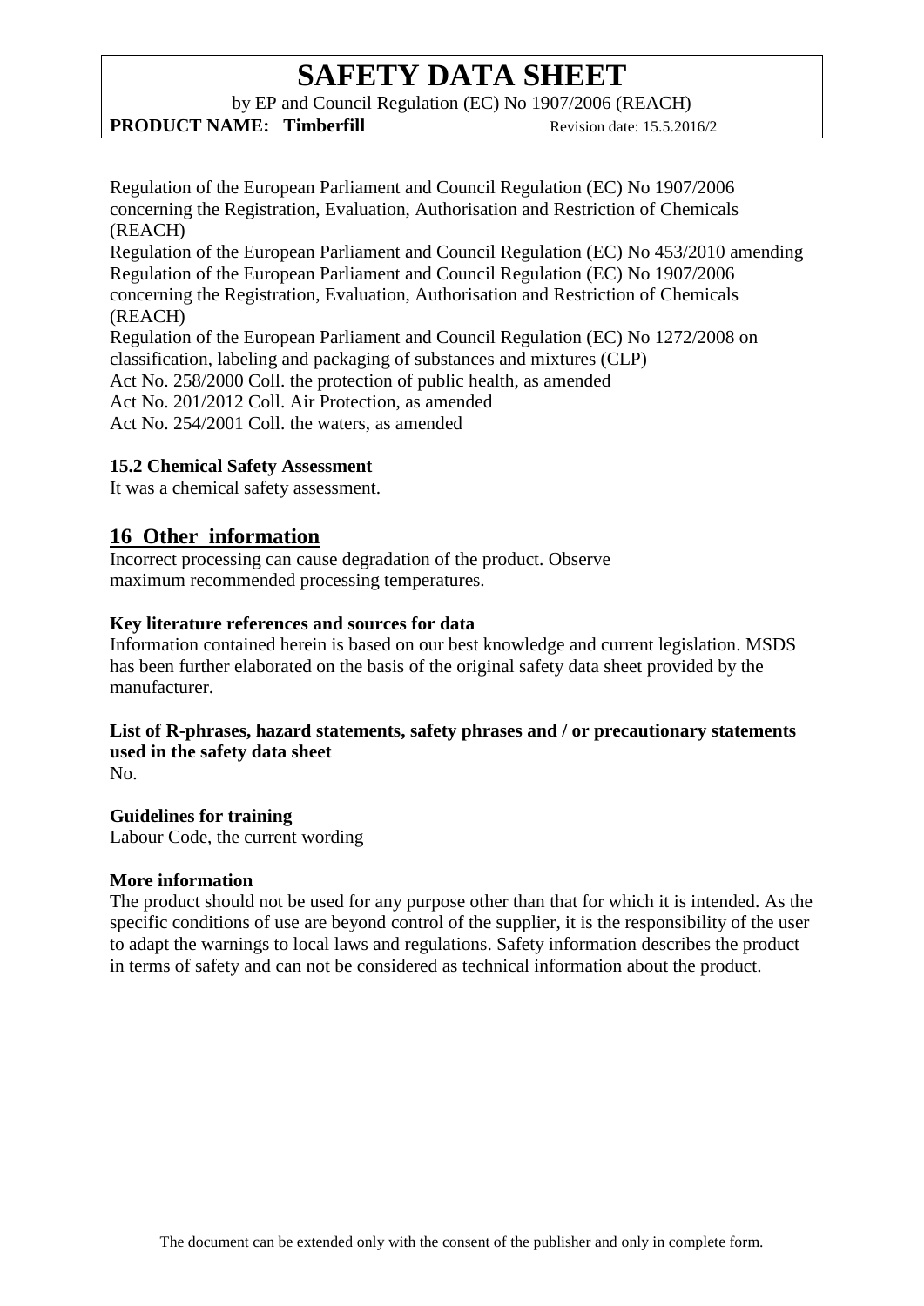Regulation of the European Parliament and Council Regulation (EC) No 1907/2006 concerning the Registration, Evaluation, Authorisation and Restriction of Chemicals (REACH)
Regulation of the European Parliament and Council Regulation (EC) No 453/2010 amending Regulation of the European Parliament and Council Regulation (EC) No 1907/2006 concerning the Registration, Evaluation, Authorisation and Restriction of Chemicals (REACH)
Regulation of the European Parliament and Council Regulation (EC) No 1272/2008 on classification, labeling and packaging of substances and mixtures (CLP)
Act No. 258/2000 Coll. the protection of public health, as amended
Act No. 201/2012 Coll. Air Protection, as amended
Act No. 254/2001 Coll. the waters, as amended

**15.2 Chemical Safety Assessment**

It was a chemical safety assessment.

## 16 Other information

Incorrect processing can cause degradation of the product. Observe maximum recommended processing temperatures.

**Key literature references and sources for data**

Information contained herein is based on our best knowledge and current legislation. MSDS has been further elaborated on the basis of the original safety data sheet provided by the manufacturer.

**List of R-phrases, hazard statements, safety phrases and / or precautionary statements used in the safety data sheet**

No.

**Guidelines for training**

Labour Code, the current wording

**More information**

The product should not be used for any purpose other than that for which it is intended. As the specific conditions of use are beyond control of the supplier, it is the responsibility of the user to adapt the warnings to local laws and regulations. Safety information describes the product in terms of safety and can not be considered as technical information about the product.